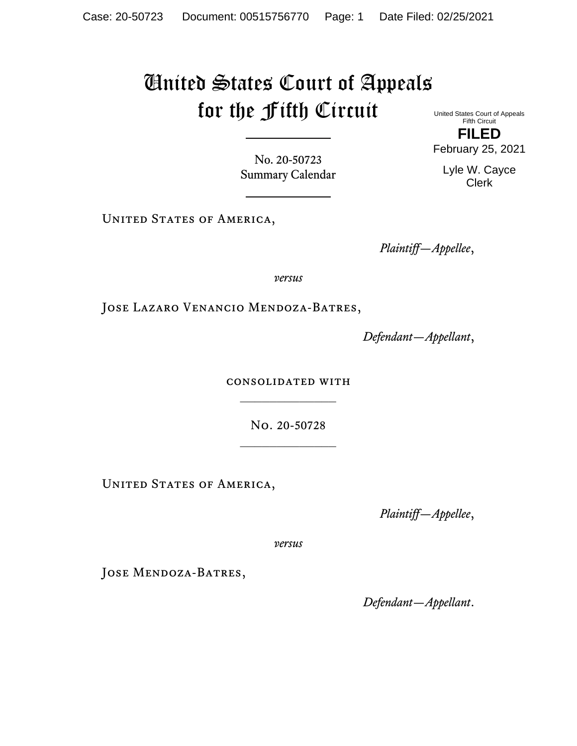# United States Court of Appeals for the Fifth Circuit

United States Court of Appeals
Fifth Circuit

**FILED**

February 25, 2021

Lyle W. Cayce
Clerk

---

No. 20-50723
Summary Calendar

---

United States of America,

*Plaintiff—Appellee*,

*versus*

Jose Lazaro Venancio Mendoza-Batres,

*Defendant—Appellant*,

consolidated with

---

No. 20-50728

---

United States of America,

*Plaintiff—Appellee*,

*versus*

Jose Mendoza-Batres,

*Defendant—Appellant*.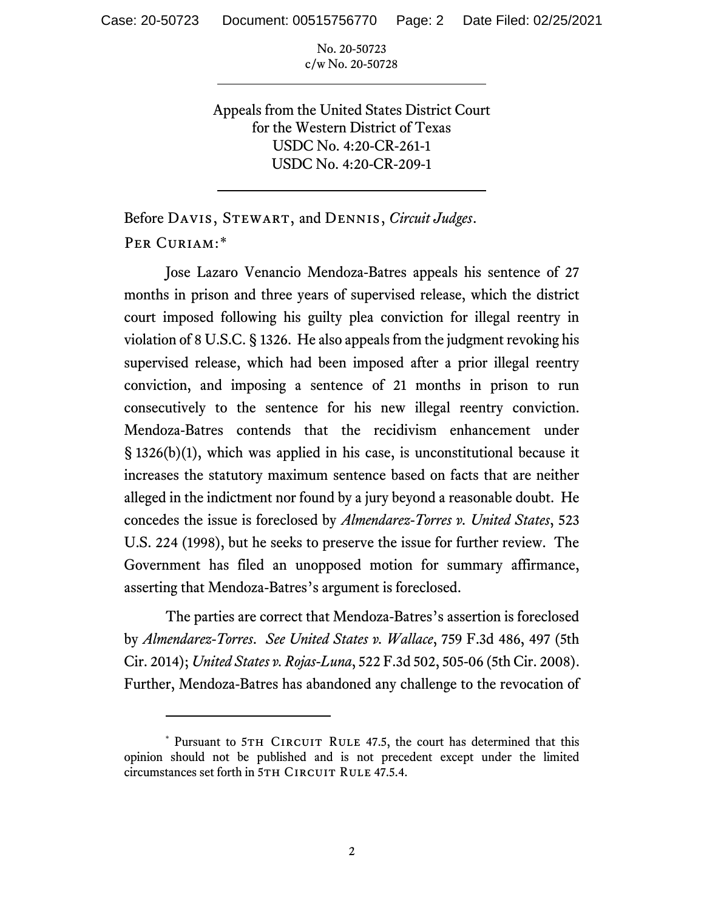No. 20-50723
c/w No. 20-50728

Appeals from the United States District Court
for the Western District of Texas
USDC No. 4:20-CR-261-1
USDC No. 4:20-CR-209-1

Before Davis, Stewart, and Dennis, *Circuit Judges*.

Per Curiam:*

Jose Lazaro Venancio Mendoza-Batres appeals his sentence of 27 months in prison and three years of supervised release, which the district court imposed following his guilty plea conviction for illegal reentry in violation of 8 U.S.C. § 1326. He also appeals from the judgment revoking his supervised release, which had been imposed after a prior illegal reentry conviction, and imposing a sentence of 21 months in prison to run consecutively to the sentence for his new illegal reentry conviction. Mendoza-Batres contends that the recidivism enhancement under § 1326(b)(1), which was applied in his case, is unconstitutional because it increases the statutory maximum sentence based on facts that are neither alleged in the indictment nor found by a jury beyond a reasonable doubt. He concedes the issue is foreclosed by *Almendarez-Torres v. United States*, 523 U.S. 224 (1998), but he seeks to preserve the issue for further review. The Government has filed an unopposed motion for summary affirmance, asserting that Mendoza-Batres's argument is foreclosed.

The parties are correct that Mendoza-Batres's assertion is foreclosed by *Almendarez-Torres*. *See United States v. Wallace*, 759 F.3d 486, 497 (5th Cir. 2014); *United States v. Rojas-Luna*, 522 F.3d 502, 505-06 (5th Cir. 2008). Further, Mendoza-Batres has abandoned any challenge to the revocation of

---

\* Pursuant to 5th Circuit Rule 47.5, the court has determined that this opinion should not be published and is not precedent except under the limited circumstances set forth in 5th Circuit Rule 47.5.4.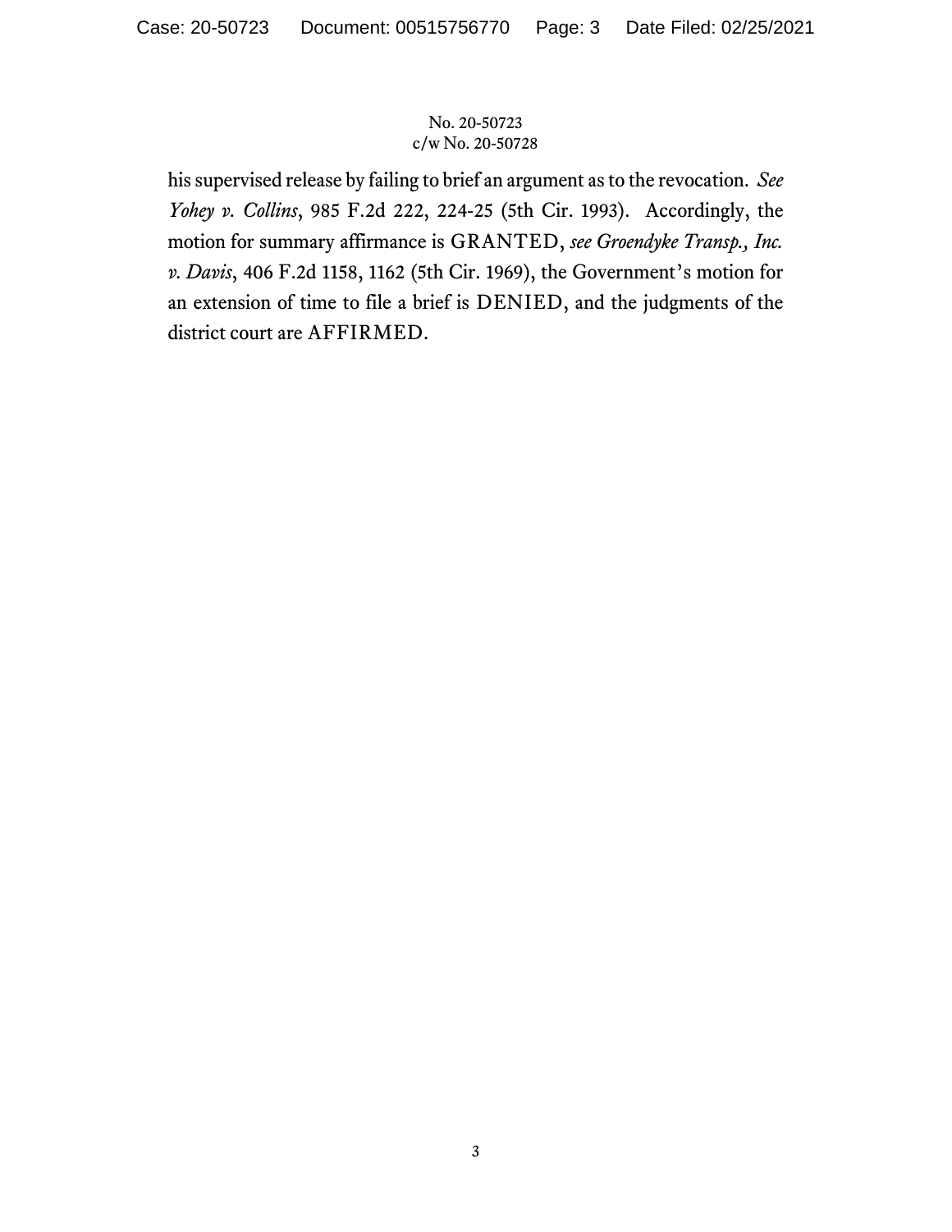his supervised release by failing to brief an argument as to the revocation. *See Yohey v. Collins*, 985 F.2d 222, 224-25 (5th Cir. 1993). Accordingly, the motion for summary affirmance is GRANTED, *see Groendyke Transp., Inc. v. Davis*, 406 F.2d 1158, 1162 (5th Cir. 1969), the Government's motion for an extension of time to file a brief is DENIED, and the judgments of the district court are AFFIRMED.